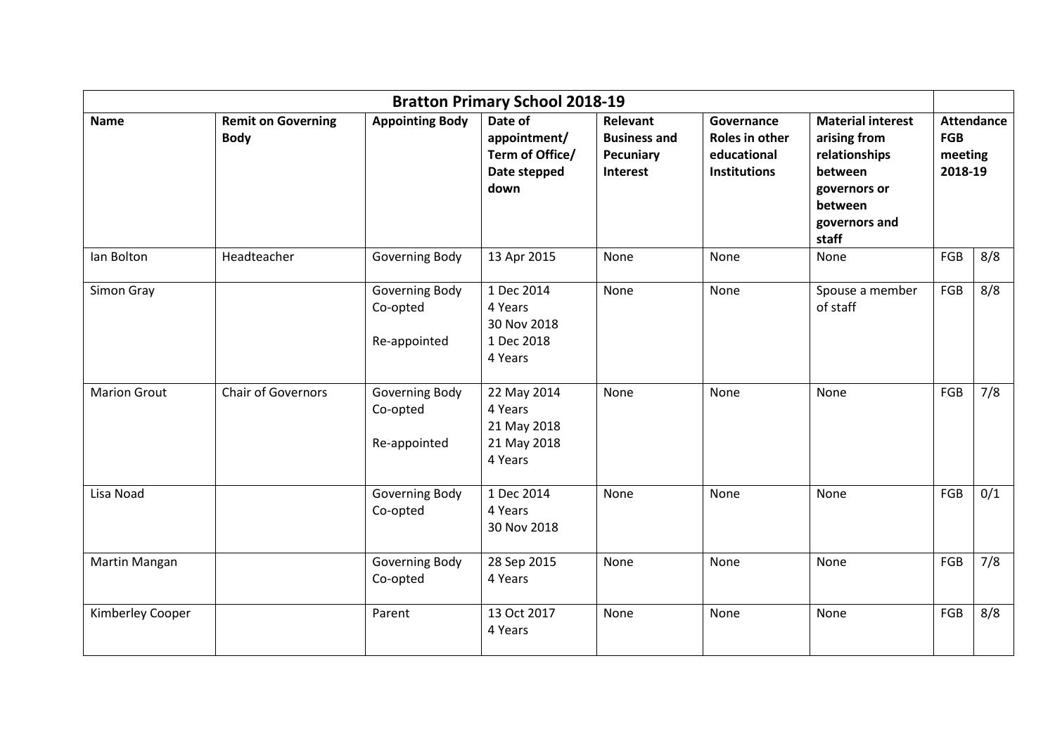| Bratton Primary School 2018-19 | | | | | | | | |
|---|---|---|---|---|---|---|---|---|
| **Name** | **Remit on Governing Body** | **Appointing Body** | **Date of appointment/ Term of Office/ Date stepped down** | **Relevant Business and Pecuniary Interest** | **Governance Roles in other educational Institutions** | **Material interest arising from relationships between governors or between governors and staff** | **Attendance FGB meeting 2018-19** | |
| Ian Bolton | Headteacher | Governing Body | 13 Apr 2015 | None | None | None | FGB | 8/8 |
| Simon Gray | | Governing Body Co-opted<br><br>Re-appointed | 1 Dec 2014<br>4 Years<br>30 Nov 2018<br>1 Dec 2018<br>4 Years | None | None | Spouse a member of staff | FGB | 8/8 |
| Marion Grout | Chair of Governors | Governing Body Co-opted<br><br>Re-appointed | 22 May 2014<br>4 Years<br>21 May 2018<br>21 May 2018<br>4 Years | None | None | None | FGB | 7/8 |
| Lisa Noad | | Governing Body Co-opted | 1 Dec 2014<br>4 Years<br>30 Nov 2018 | None | None | None | FGB | 0/1 |
| Martin Mangan | | Governing Body Co-opted | 28 Sep 2015<br>4 Years | None | None | None | FGB | 7/8 |
| Kimberley Cooper | | Parent | 13 Oct 2017<br>4 Years | None | None | None | FGB | 8/8 |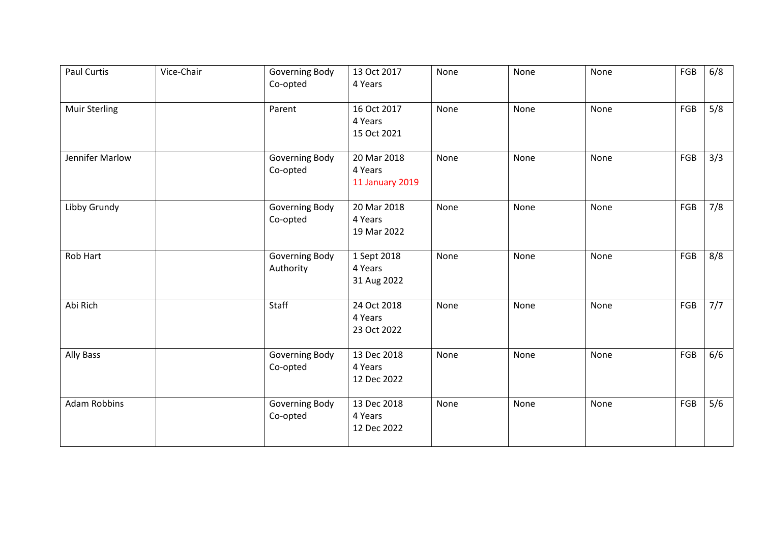| | | | | | | | | |
|---|---|---|---|---|---|---|---|---|
| Paul Curtis | Vice-Chair | Governing Body Co-opted | 13 Oct 2017<br>4 Years | None | None | None | FGB | 6/8 |
| Muir Sterling | | Parent | 16 Oct 2017<br>4 Years<br>15 Oct 2021 | None | None | None | FGB | 5/8 |
| Jennifer Marlow | | Governing Body Co-opted | 20 Mar 2018<br>4 Years<br>11 January 2019 | None | None | None | FGB | 3/3 |
| Libby Grundy | | Governing Body Co-opted | 20 Mar 2018<br>4 Years<br>19 Mar 2022 | None | None | None | FGB | 7/8 |
| Rob Hart | | Governing Body Authority | 1 Sept 2018<br>4 Years<br>31 Aug 2022 | None | None | None | FGB | 8/8 |
| Abi Rich | | Staff | 24 Oct 2018<br>4 Years<br>23 Oct 2022 | None | None | None | FGB | 7/7 |
| Ally Bass | | Governing Body Co-opted | 13 Dec 2018<br>4 Years<br>12 Dec 2022 | None | None | None | FGB | 6/6 |
| Adam Robbins | | Governing Body Co-opted | 13 Dec 2018<br>4 Years<br>12 Dec 2022 | None | None | None | FGB | 5/6 |